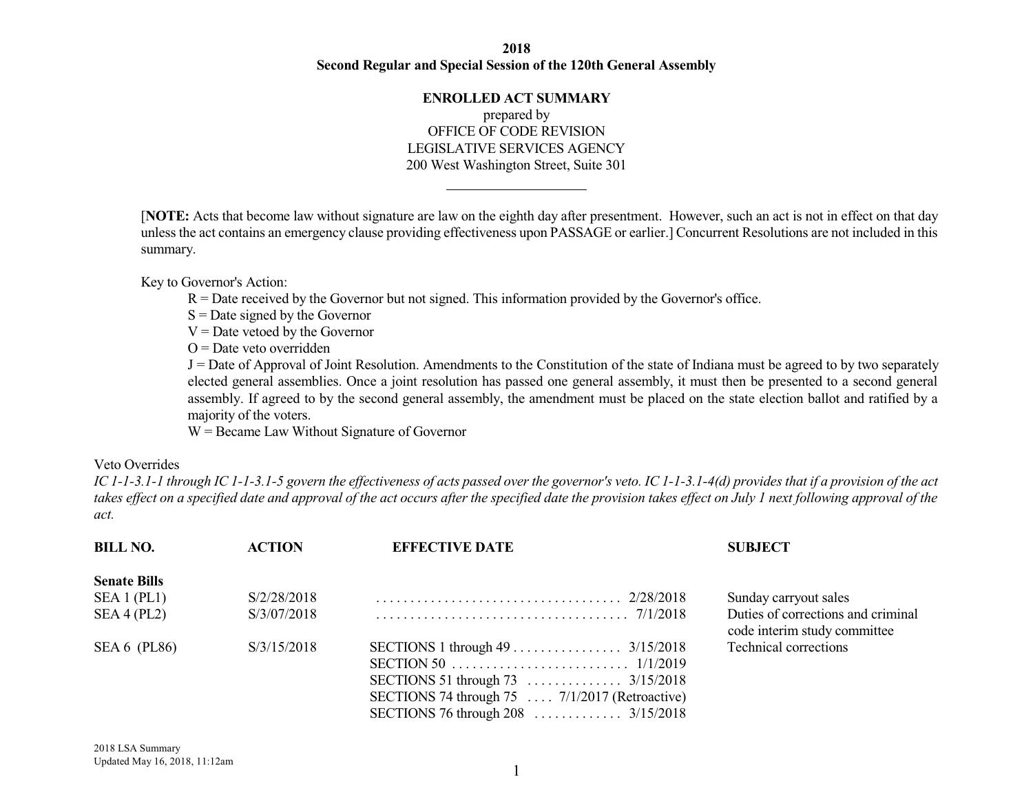**2018**
**Second Regular and Special Session of the 120th General Assembly**

**ENROLLED ACT SUMMARY**
prepared by
OFFICE OF CODE REVISION
LEGISLATIVE SERVICES AGENCY
200 West Washington Street, Suite 301

---

[**NOTE:** Acts that become law without signature are law on the eighth day after presentment. However, such an act is not in effect on that day unless the act contains an emergency clause providing effectiveness upon PASSAGE or earlier.] Concurrent Resolutions are not included in this summary.

Key to Governor's Action:

- R = Date received by the Governor but not signed. This information provided by the Governor's office.
- S = Date signed by the Governor
- V = Date vetoed by the Governor
- O = Date veto overridden
- J = Date of Approval of Joint Resolution. Amendments to the Constitution of the state of Indiana must be agreed to by two separately elected general assemblies. Once a joint resolution has passed one general assembly, it must then be presented to a second general assembly. If agreed to by the second general assembly, the amendment must be placed on the state election ballot and ratified by a majority of the voters.
- W = Became Law Without Signature of Governor

Veto Overrides

*IC 1-1-3.1-1 through IC 1-1-3.1-5 govern the effectiveness of acts passed over the governor's veto. IC 1-1-3.1-4(d) provides that if a provision of the act takes effect on a specified date and approval of the act occurs after the specified date the provision takes effect on July 1 next following approval of the act.*

| BILL NO. | ACTION | EFFECTIVE DATE | SUBJECT |
|---|---|---|---|
| **Senate Bills** | | | |
| SEA 1 (PL1) | S/2/28/2018 | 2/28/2018 | Sunday carryout sales |
| SEA 4 (PL2) | S/3/07/2018 | 7/1/2018 | Duties of corrections and criminal code interim study committee |
| SEA 6 (PL86) | S/3/15/2018 | SECTIONS 1 through 49 . . . 3/15/2018<br>SECTION 50 . . . 1/1/2019<br>SECTIONS 51 through 73 . . . 3/15/2018<br>SECTIONS 74 through 75 . . . 7/1/2017 (Retroactive)<br>SECTIONS 76 through 208 . . . 3/15/2018 | Technical corrections |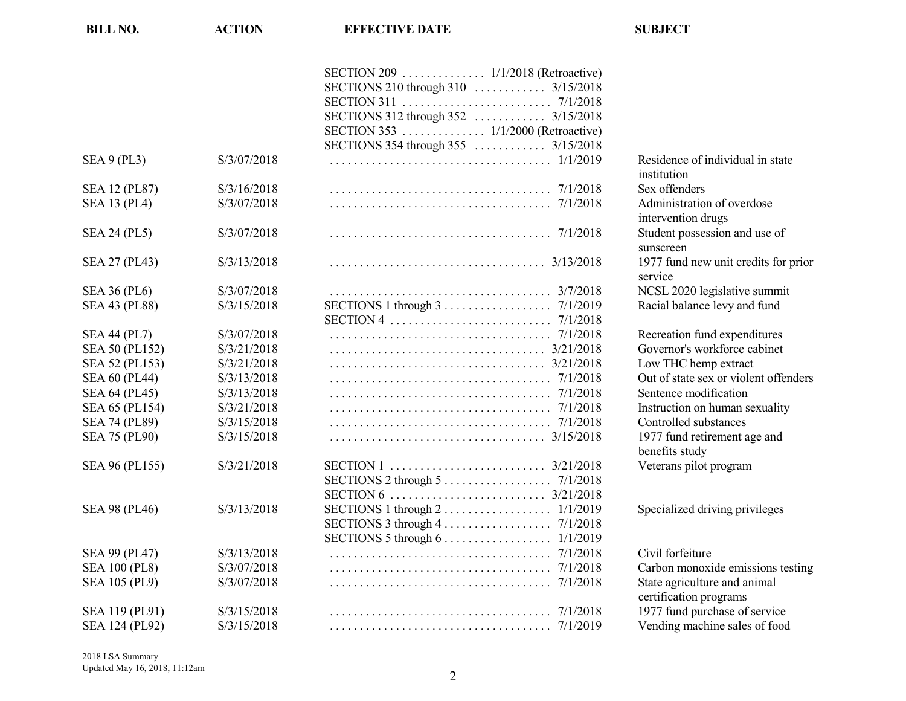| BILL NO. | ACTION | EFFECTIVE DATE | SUBJECT |
|---|---|---|---|
| | | SECTION 209 .............. 1/1/2018 (Retroactive) | |
| | | SECTIONS 210 through 310 ............ 3/15/2018 | |
| | | SECTION 311 ......................... 7/1/2018 | |
| | | SECTIONS 312 through 352 ............ 3/15/2018 | |
| | | SECTION 353 .............. 1/1/2000 (Retroactive) | |
| | | SECTIONS 354 through 355 ............ 3/15/2018 | |
| SEA 9 (PL3) | S/3/07/2018 | ..................................... 1/1/2019 | Residence of individual in state institution |
| SEA 12 (PL87) | S/3/16/2018 | ..................................... 7/1/2018 | Sex offenders |
| SEA 13 (PL4) | S/3/07/2018 | ..................................... 7/1/2018 | Administration of overdose intervention drugs |
| SEA 24 (PL5) | S/3/07/2018 | ..................................... 7/1/2018 | Student possession and use of sunscreen |
| SEA 27 (PL43) | S/3/13/2018 | ..................................... 3/13/2018 | 1977 fund new unit credits for prior service |
| SEA 36 (PL6) | S/3/07/2018 | ..................................... 3/7/2018 | NCSL 2020 legislative summit |
| SEA 43 (PL88) | S/3/15/2018 | SECTIONS 1 through 3 .................. 7/1/2019 | Racial balance levy and fund |
| | | SECTION 4 ........................... 7/1/2018 | |
| SEA 44 (PL7) | S/3/07/2018 | ..................................... 7/1/2018 | Recreation fund expenditures |
| SEA 50 (PL152) | S/3/21/2018 | ..................................... 3/21/2018 | Governor's workforce cabinet |
| SEA 52 (PL153) | S/3/21/2018 | ..................................... 3/21/2018 | Low THC hemp extract |
| SEA 60 (PL44) | S/3/13/2018 | ..................................... 7/1/2018 | Out of state sex or violent offenders |
| SEA 64 (PL45) | S/3/13/2018 | ..................................... 7/1/2018 | Sentence modification |
| SEA 65 (PL154) | S/3/21/2018 | ..................................... 7/1/2018 | Instruction on human sexuality |
| SEA 74 (PL89) | S/3/15/2018 | ..................................... 7/1/2018 | Controlled substances |
| SEA 75 (PL90) | S/3/15/2018 | ..................................... 3/15/2018 | 1977 fund retirement age and benefits study |
| SEA 96 (PL155) | S/3/21/2018 | SECTION 1 ........................... 3/21/2018 | Veterans pilot program |
| | | SECTIONS 2 through 5 .................. 7/1/2018 | |
| | | SECTION 6 ........................... 3/21/2018 | |
| SEA 98 (PL46) | S/3/13/2018 | SECTIONS 1 through 2 .................. 1/1/2019 | Specialized driving privileges |
| | | SECTIONS 3 through 4 .................. 7/1/2018 | |
| | | SECTIONS 5 through 6 .................. 1/1/2019 | |
| SEA 99 (PL47) | S/3/13/2018 | ..................................... 7/1/2018 | Civil forfeiture |
| SEA 100 (PL8) | S/3/07/2018 | ..................................... 7/1/2018 | Carbon monoxide emissions testing |
| SEA 105 (PL9) | S/3/07/2018 | ..................................... 7/1/2018 | State agriculture and animal certification programs |
| SEA 119 (PL91) | S/3/15/2018 | ..................................... 7/1/2018 | 1977 fund purchase of service |
| SEA 124 (PL92) | S/3/15/2018 | ..................................... 7/1/2019 | Vending machine sales of food |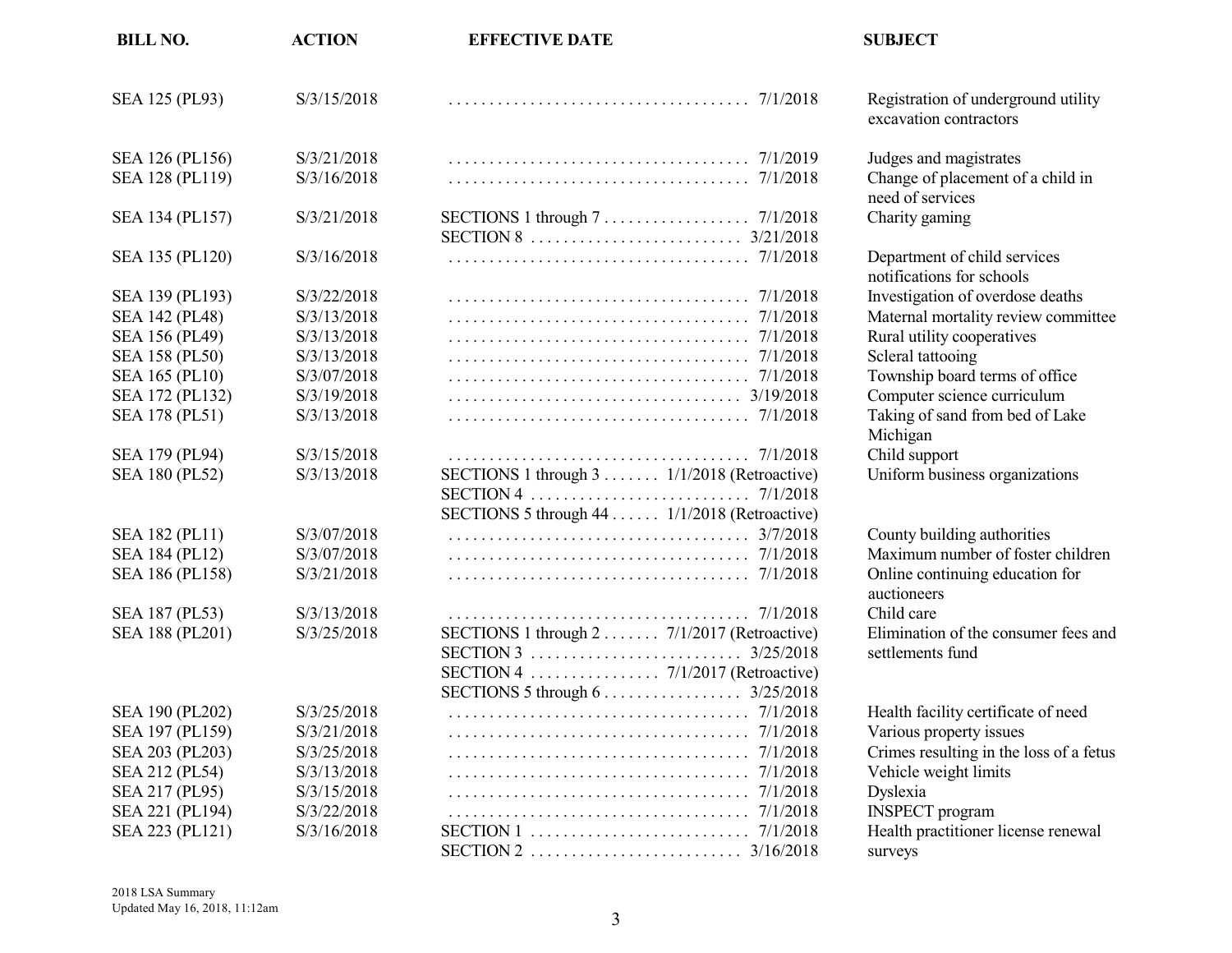| BILL NO. | ACTION | EFFECTIVE DATE | SUBJECT |
|---|---|---|---|
| SEA 125 (PL93) | S/3/15/2018 | 7/1/2018 | Registration of underground utility excavation contractors |
| SEA 126 (PL156) | S/3/21/2018 | 7/1/2019 | Judges and magistrates |
| SEA 128 (PL119) | S/3/16/2018 | 7/1/2018 | Change of placement of a child in need of services |
| SEA 134 (PL157) | S/3/21/2018 | SECTIONS 1 through 7 . . . 7/1/2018<br>SECTION 8 . . . 3/21/2018 | Charity gaming |
| SEA 135 (PL120) | S/3/16/2018 | 7/1/2018 | Department of child services notifications for schools |
| SEA 139 (PL193) | S/3/22/2018 | 7/1/2018 | Investigation of overdose deaths |
| SEA 142 (PL48) | S/3/13/2018 | 7/1/2018 | Maternal mortality review committee |
| SEA 156 (PL49) | S/3/13/2018 | 7/1/2018 | Rural utility cooperatives |
| SEA 158 (PL50) | S/3/13/2018 | 7/1/2018 | Scleral tattooing |
| SEA 165 (PL10) | S/3/07/2018 | 7/1/2018 | Township board terms of office |
| SEA 172 (PL132) | S/3/19/2018 | 3/19/2018 | Computer science curriculum |
| SEA 178 (PL51) | S/3/13/2018 | 7/1/2018 | Taking of sand from bed of Lake Michigan |
| SEA 179 (PL94) | S/3/15/2018 | 7/1/2018 | Child support |
| SEA 180 (PL52) | S/3/13/2018 | SECTIONS 1 through 3 . . . 1/1/2018 (Retroactive)<br>SECTION 4 . . . 7/1/2018<br>SECTIONS 5 through 44 . . . 1/1/2018 (Retroactive) | Uniform business organizations |
| SEA 182 (PL11) | S/3/07/2018 | 3/7/2018 | County building authorities |
| SEA 184 (PL12) | S/3/07/2018 | 7/1/2018 | Maximum number of foster children |
| SEA 186 (PL158) | S/3/21/2018 | 7/1/2018 | Online continuing education for auctioneers |
| SEA 187 (PL53) | S/3/13/2018 | 7/1/2018 | Child care |
| SEA 188 (PL201) | S/3/25/2018 | SECTIONS 1 through 2 . . . 7/1/2017 (Retroactive)<br>SECTION 3 . . . 3/25/2018<br>SECTION 4 . . . 7/1/2017 (Retroactive)<br>SECTIONS 5 through 6 . . . 3/25/2018 | Elimination of the consumer fees and settlements fund |
| SEA 190 (PL202) | S/3/25/2018 | 7/1/2018 | Health facility certificate of need |
| SEA 197 (PL159) | S/3/21/2018 | 7/1/2018 | Various property issues |
| SEA 203 (PL203) | S/3/25/2018 | 7/1/2018 | Crimes resulting in the loss of a fetus |
| SEA 212 (PL54) | S/3/13/2018 | 7/1/2018 | Vehicle weight limits |
| SEA 217 (PL95) | S/3/15/2018 | 7/1/2018 | Dyslexia |
| SEA 221 (PL194) | S/3/22/2018 | 7/1/2018 | INSPECT program |
| SEA 223 (PL121) | S/3/16/2018 | SECTION 1 . . . 7/1/2018<br>SECTION 2 . . . 3/16/2018 | Health practitioner license renewal surveys |

2018 LSA Summary
Updated May 16, 2018, 11:12am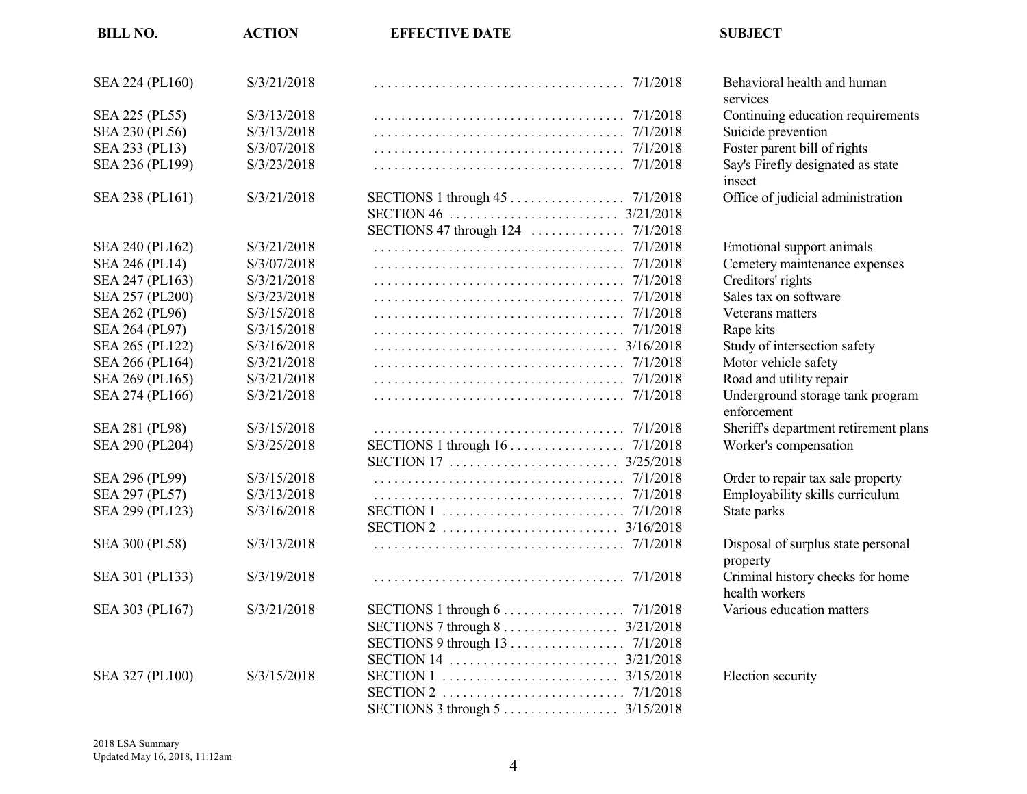| BILL NO. | ACTION | EFFECTIVE DATE | SUBJECT |
| --- | --- | --- | --- |
| SEA 224 (PL160) | S/3/21/2018 | . . . . . . . . . . . . . . . . . . . . . . . . . . . . . . . . . . . . 7/1/2018 | Behavioral health and human services |
| SEA 225 (PL55) | S/3/13/2018 | . . . . . . . . . . . . . . . . . . . . . . . . . . . . . . . . . . . . 7/1/2018 | Continuing education requirements |
| SEA 230 (PL56) | S/3/13/2018 | . . . . . . . . . . . . . . . . . . . . . . . . . . . . . . . . . . . . 7/1/2018 | Suicide prevention |
| SEA 233 (PL13) | S/3/07/2018 | . . . . . . . . . . . . . . . . . . . . . . . . . . . . . . . . . . . . 7/1/2018 | Foster parent bill of rights |
| SEA 236 (PL199) | S/3/23/2018 | . . . . . . . . . . . . . . . . . . . . . . . . . . . . . . . . . . . . 7/1/2018 | Say's Firefly designated as state insect |
| SEA 238 (PL161) | S/3/21/2018 | SECTIONS 1 through 45 . . . . . . . . . . . . . . . . 7/1/2018 | Office of judicial administration |
| | | SECTION 46 . . . . . . . . . . . . . . . . . . . . . . . . 3/21/2018 | |
| | | SECTIONS 47 through 124 . . . . . . . . . . . . . 7/1/2018 | |
| SEA 240 (PL162) | S/3/21/2018 | . . . . . . . . . . . . . . . . . . . . . . . . . . . . . . . . . . . . 7/1/2018 | Emotional support animals |
| SEA 246 (PL14) | S/3/07/2018 | . . . . . . . . . . . . . . . . . . . . . . . . . . . . . . . . . . . . 7/1/2018 | Cemetery maintenance expenses |
| SEA 247 (PL163) | S/3/21/2018 | . . . . . . . . . . . . . . . . . . . . . . . . . . . . . . . . . . . . 7/1/2018 | Creditors' rights |
| SEA 257 (PL200) | S/3/23/2018 | . . . . . . . . . . . . . . . . . . . . . . . . . . . . . . . . . . . . 7/1/2018 | Sales tax on software |
| SEA 262 (PL96) | S/3/15/2018 | . . . . . . . . . . . . . . . . . . . . . . . . . . . . . . . . . . . . 7/1/2018 | Veterans matters |
| SEA 264 (PL97) | S/3/15/2018 | . . . . . . . . . . . . . . . . . . . . . . . . . . . . . . . . . . . . 7/1/2018 | Rape kits |
| SEA 265 (PL122) | S/3/16/2018 | . . . . . . . . . . . . . . . . . . . . . . . . . . . . . . . . . . . 3/16/2018 | Study of intersection safety |
| SEA 266 (PL164) | S/3/21/2018 | . . . . . . . . . . . . . . . . . . . . . . . . . . . . . . . . . . . . 7/1/2018 | Motor vehicle safety |
| SEA 269 (PL165) | S/3/21/2018 | . . . . . . . . . . . . . . . . . . . . . . . . . . . . . . . . . . . . 7/1/2018 | Road and utility repair |
| SEA 274 (PL166) | S/3/21/2018 | . . . . . . . . . . . . . . . . . . . . . . . . . . . . . . . . . . . . 7/1/2018 | Underground storage tank program enforcement |
| SEA 281 (PL98) | S/3/15/2018 | . . . . . . . . . . . . . . . . . . . . . . . . . . . . . . . . . . . . 7/1/2018 | Sheriff's department retirement plans |
| SEA 290 (PL204) | S/3/25/2018 | SECTIONS 1 through 16 . . . . . . . . . . . . . . . . 7/1/2018 | Worker's compensation |
| | | SECTION 17 . . . . . . . . . . . . . . . . . . . . . . . . 3/25/2018 | |
| SEA 296 (PL99) | S/3/15/2018 | . . . . . . . . . . . . . . . . . . . . . . . . . . . . . . . . . . . . 7/1/2018 | Order to repair tax sale property |
| SEA 297 (PL57) | S/3/13/2018 | . . . . . . . . . . . . . . . . . . . . . . . . . . . . . . . . . . . . 7/1/2018 | Employability skills curriculum |
| SEA 299 (PL123) | S/3/16/2018 | SECTION 1 . . . . . . . . . . . . . . . . . . . . . . . . . . 7/1/2018 | State parks |
| | | SECTION 2 . . . . . . . . . . . . . . . . . . . . . . . . . 3/16/2018 | |
| SEA 300 (PL58) | S/3/13/2018 | . . . . . . . . . . . . . . . . . . . . . . . . . . . . . . . . . . . . 7/1/2018 | Disposal of surplus state personal property |
| SEA 301 (PL133) | S/3/19/2018 | . . . . . . . . . . . . . . . . . . . . . . . . . . . . . . . . . . . . 7/1/2018 | Criminal history checks for home health workers |
| SEA 303 (PL167) | S/3/21/2018 | SECTIONS 1 through 6 . . . . . . . . . . . . . . . . . 7/1/2018 | Various education matters |
| | | SECTIONS 7 through 8 . . . . . . . . . . . . . . . . 3/21/2018 | |
| | | SECTIONS 9 through 13 . . . . . . . . . . . . . . . . 7/1/2018 | |
| | | SECTION 14 . . . . . . . . . . . . . . . . . . . . . . . . 3/21/2018 | |
| SEA 327 (PL100) | S/3/15/2018 | SECTION 1 . . . . . . . . . . . . . . . . . . . . . . . . . 3/15/2018 | Election security |
| | | SECTION 2 . . . . . . . . . . . . . . . . . . . . . . . . . . 7/1/2018 | |
| | | SECTIONS 3 through 5 . . . . . . . . . . . . . . . . 3/15/2018 | |

2018 LSA Summary
Updated May 16, 2018, 11:12am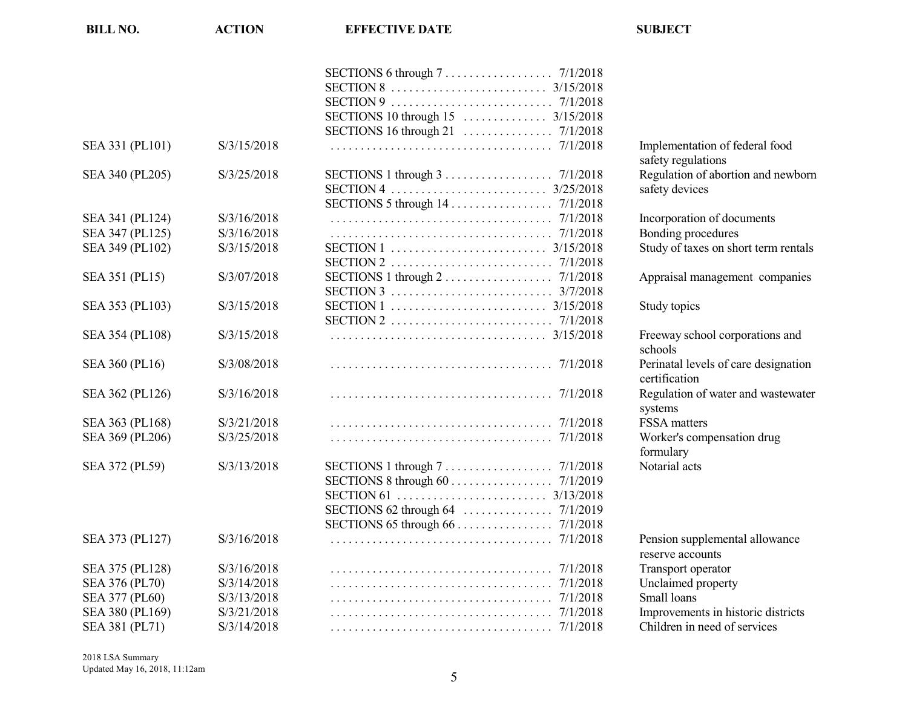| BILL NO. | ACTION | EFFECTIVE DATE | SUBJECT |
|---|---|---|---|
| | | SECTIONS 6 through 7 . . . . . . . . . . . . . . . . . 7/1/2018 | |
| | | SECTION 8 . . . . . . . . . . . . . . . . . . . . . . . . . 3/15/2018 | |
| | | SECTION 9 . . . . . . . . . . . . . . . . . . . . . . . . . . 7/1/2018 | |
| | | SECTIONS 10 through 15 . . . . . . . . . . . . . 3/15/2018 | |
| | | SECTIONS 16 through 21 . . . . . . . . . . . . . . 7/1/2018 | |
| SEA 331 (PL101) | S/3/15/2018 | . . . . . . . . . . . . . . . . . . . . . . . . . . . . . . . . . . . . 7/1/2018 | Implementation of federal food safety regulations |
| SEA 340 (PL205) | S/3/25/2018 | SECTIONS 1 through 3 . . . . . . . . . . . . . . . . . 7/1/2018 | Regulation of abortion and newborn safety devices |
| | | SECTION 4 . . . . . . . . . . . . . . . . . . . . . . . . . 3/25/2018 | |
| | | SECTIONS 5 through 14 . . . . . . . . . . . . . . . . 7/1/2018 | |
| SEA 341 (PL124) | S/3/16/2018 | . . . . . . . . . . . . . . . . . . . . . . . . . . . . . . . . . . . . 7/1/2018 | Incorporation of documents |
| SEA 347 (PL125) | S/3/16/2018 | . . . . . . . . . . . . . . . . . . . . . . . . . . . . . . . . . . . . 7/1/2018 | Bonding procedures |
| SEA 349 (PL102) | S/3/15/2018 | SECTION 1 . . . . . . . . . . . . . . . . . . . . . . . . . 3/15/2018 | Study of taxes on short term rentals |
| | | SECTION 2 . . . . . . . . . . . . . . . . . . . . . . . . . . 7/1/2018 | |
| SEA 351 (PL15) | S/3/07/2018 | SECTIONS 1 through 2 . . . . . . . . . . . . . . . . . 7/1/2018 | Appraisal management companies |
| | | SECTION 3 . . . . . . . . . . . . . . . . . . . . . . . . . . 3/7/2018 | |
| SEA 353 (PL103) | S/3/15/2018 | SECTION 1 . . . . . . . . . . . . . . . . . . . . . . . . . 3/15/2018 | Study topics |
| | | SECTION 2 . . . . . . . . . . . . . . . . . . . . . . . . . . 7/1/2018 | |
| SEA 354 (PL108) | S/3/15/2018 | . . . . . . . . . . . . . . . . . . . . . . . . . . . . . . . . . . . 3/15/2018 | Freeway school corporations and schools |
| SEA 360 (PL16) | S/3/08/2018 | . . . . . . . . . . . . . . . . . . . . . . . . . . . . . . . . . . . . 7/1/2018 | Perinatal levels of care designation certification |
| SEA 362 (PL126) | S/3/16/2018 | . . . . . . . . . . . . . . . . . . . . . . . . . . . . . . . . . . . . 7/1/2018 | Regulation of water and wastewater systems |
| SEA 363 (PL168) | S/3/21/2018 | . . . . . . . . . . . . . . . . . . . . . . . . . . . . . . . . . . . . 7/1/2018 | FSSA matters |
| SEA 369 (PL206) | S/3/25/2018 | . . . . . . . . . . . . . . . . . . . . . . . . . . . . . . . . . . . . 7/1/2018 | Worker's compensation drug formulary |
| SEA 372 (PL59) | S/3/13/2018 | SECTIONS 1 through 7 . . . . . . . . . . . . . . . . . 7/1/2018 | Notarial acts |
| | | SECTIONS 8 through 60 . . . . . . . . . . . . . . . . 7/1/2019 | |
| | | SECTION 61 . . . . . . . . . . . . . . . . . . . . . . . . 3/13/2018 | |
| | | SECTIONS 62 through 64 . . . . . . . . . . . . . . 7/1/2019 | |
| | | SECTIONS 65 through 66 . . . . . . . . . . . . . . . 7/1/2018 | |
| SEA 373 (PL127) | S/3/16/2018 | . . . . . . . . . . . . . . . . . . . . . . . . . . . . . . . . . . . . 7/1/2018 | Pension supplemental allowance reserve accounts |
| SEA 375 (PL128) | S/3/16/2018 | . . . . . . . . . . . . . . . . . . . . . . . . . . . . . . . . . . . . 7/1/2018 | Transport operator |
| SEA 376 (PL70) | S/3/14/2018 | . . . . . . . . . . . . . . . . . . . . . . . . . . . . . . . . . . . . 7/1/2018 | Unclaimed property |
| SEA 377 (PL60) | S/3/13/2018 | . . . . . . . . . . . . . . . . . . . . . . . . . . . . . . . . . . . . 7/1/2018 | Small loans |
| SEA 380 (PL169) | S/3/21/2018 | . . . . . . . . . . . . . . . . . . . . . . . . . . . . . . . . . . . . 7/1/2018 | Improvements in historic districts |
| SEA 381 (PL71) | S/3/14/2018 | . . . . . . . . . . . . . . . . . . . . . . . . . . . . . . . . . . . . 7/1/2018 | Children in need of services |

2018 LSA Summary
Updated May 16, 2018, 11:12am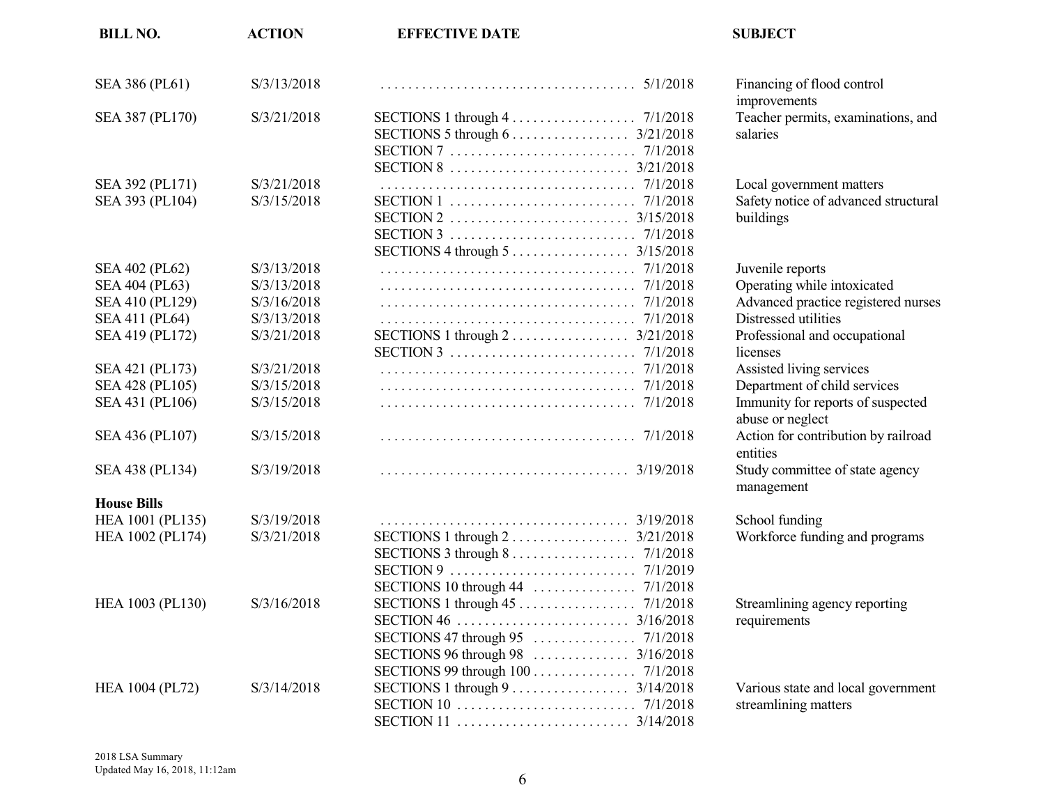| BILL NO. | ACTION | EFFECTIVE DATE | SUBJECT |
|---|---|---|---|
| SEA 386 (PL61) | S/3/13/2018 | . . . . . . . . . . . . . . . . . . . . . . . . . . . . . . . . . . . . . 5/1/2018 | Financing of flood control improvements |
| SEA 387 (PL170) | S/3/21/2018 | SECTIONS 1 through 4 . . . . . . . . . . . . . . . . . . 7/1/2018 | Teacher permits, examinations, and salaries |
| | | SECTIONS 5 through 6 . . . . . . . . . . . . . . . . . 3/21/2018 | |
| | | SECTION 7 . . . . . . . . . . . . . . . . . . . . . . . . . . . 7/1/2018 | |
| | | SECTION 8 . . . . . . . . . . . . . . . . . . . . . . . . . . 3/21/2018 | |
| SEA 392 (PL171) | S/3/21/2018 | . . . . . . . . . . . . . . . . . . . . . . . . . . . . . . . . . . . . . 7/1/2018 | Local government matters |
| SEA 393 (PL104) | S/3/15/2018 | SECTION 1 . . . . . . . . . . . . . . . . . . . . . . . . . . . 7/1/2018 | Safety notice of advanced structural buildings |
| | | SECTION 2 . . . . . . . . . . . . . . . . . . . . . . . . . . 3/15/2018 | |
| | | SECTION 3 . . . . . . . . . . . . . . . . . . . . . . . . . . . 7/1/2018 | |
| | | SECTIONS 4 through 5 . . . . . . . . . . . . . . . . . 3/15/2018 | |
| SEA 402 (PL62) | S/3/13/2018 | . . . . . . . . . . . . . . . . . . . . . . . . . . . . . . . . . . . . . 7/1/2018 | Juvenile reports |
| SEA 404 (PL63) | S/3/13/2018 | . . . . . . . . . . . . . . . . . . . . . . . . . . . . . . . . . . . . . 7/1/2018 | Operating while intoxicated |
| SEA 410 (PL129) | S/3/16/2018 | . . . . . . . . . . . . . . . . . . . . . . . . . . . . . . . . . . . . . 7/1/2018 | Advanced practice registered nurses |
| SEA 411 (PL64) | S/3/13/2018 | . . . . . . . . . . . . . . . . . . . . . . . . . . . . . . . . . . . . . 7/1/2018 | Distressed utilities |
| SEA 419 (PL172) | S/3/21/2018 | SECTIONS 1 through 2 . . . . . . . . . . . . . . . . . 3/21/2018 | Professional and occupational licenses |
| | | SECTION 3 . . . . . . . . . . . . . . . . . . . . . . . . . . . 7/1/2018 | |
| SEA 421 (PL173) | S/3/21/2018 | . . . . . . . . . . . . . . . . . . . . . . . . . . . . . . . . . . . . . 7/1/2018 | Assisted living services |
| SEA 428 (PL105) | S/3/15/2018 | . . . . . . . . . . . . . . . . . . . . . . . . . . . . . . . . . . . . . 7/1/2018 | Department of child services |
| SEA 431 (PL106) | S/3/15/2018 | . . . . . . . . . . . . . . . . . . . . . . . . . . . . . . . . . . . . . 7/1/2018 | Immunity for reports of suspected abuse or neglect |
| SEA 436 (PL107) | S/3/15/2018 | . . . . . . . . . . . . . . . . . . . . . . . . . . . . . . . . . . . . . 7/1/2018 | Action for contribution by railroad entities |
| SEA 438 (PL134) | S/3/19/2018 | . . . . . . . . . . . . . . . . . . . . . . . . . . . . . . . . . . . . 3/19/2018 | Study committee of state agency management |
| **House Bills** | | | |
| HEA 1001 (PL135) | S/3/19/2018 | . . . . . . . . . . . . . . . . . . . . . . . . . . . . . . . . . . . . 3/19/2018 | School funding |
| HEA 1002 (PL174) | S/3/21/2018 | SECTIONS 1 through 2 . . . . . . . . . . . . . . . . . 3/21/2018 | Workforce funding and programs |
| | | SECTIONS 3 through 8 . . . . . . . . . . . . . . . . . . 7/1/2018 | |
| | | SECTION 9 . . . . . . . . . . . . . . . . . . . . . . . . . . . 7/1/2019 | |
| | | SECTIONS 10 through 44 . . . . . . . . . . . . . . 7/1/2018 | |
| HEA 1003 (PL130) | S/3/16/2018 | SECTIONS 1 through 45 . . . . . . . . . . . . . . . . . 7/1/2018 | Streamlining agency reporting requirements |
| | | SECTION 46 . . . . . . . . . . . . . . . . . . . . . . . . . 3/16/2018 | |
| | | SECTIONS 47 through 95 . . . . . . . . . . . . . . . 7/1/2018 | |
| | | SECTIONS 96 through 98 . . . . . . . . . . . . . . 3/16/2018 | |
| | | SECTIONS 99 through 100 . . . . . . . . . . . . . . . 7/1/2018 | |
| HEA 1004 (PL72) | S/3/14/2018 | SECTIONS 1 through 9 . . . . . . . . . . . . . . . . . 3/14/2018 | Various state and local government streamlining matters |
| | | SECTION 10 . . . . . . . . . . . . . . . . . . . . . . . . . . 7/1/2018 | |
| | | SECTION 11 . . . . . . . . . . . . . . . . . . . . . . . . . 3/14/2018 | |

2018 LSA Summary
Updated May 16, 2018, 11:12am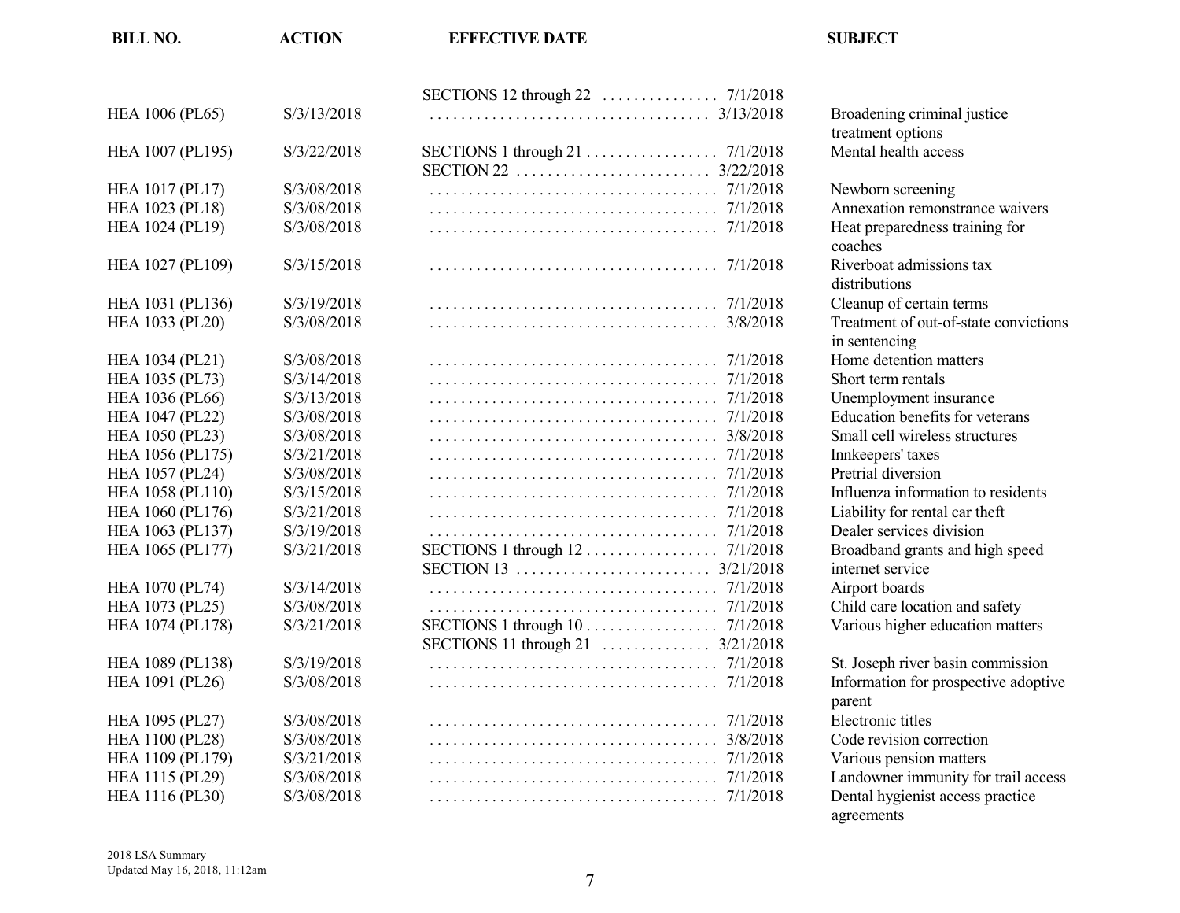| BILL NO. | ACTION | EFFECTIVE DATE | SUBJECT |
|---|---|---|---|
| | | SECTIONS 12 through 22 . . . . . . . . . . . . . . . 7/1/2018 | |
| HEA 1006 (PL65) | S/3/13/2018 | . . . . . . . . . . . . . . . . . . . . . . . . . . . . . . . . . . . 3/13/2018 | Broadening criminal justice treatment options |
| HEA 1007 (PL195) | S/3/22/2018 | SECTIONS 1 through 21 . . . . . . . . . . . . . . . . 7/1/2018<br>SECTION 22 . . . . . . . . . . . . . . . . . . . . . . . . 3/22/2018 | Mental health access |
| HEA 1017 (PL17) | S/3/08/2018 | . . . . . . . . . . . . . . . . . . . . . . . . . . . . . . . . . . . . 7/1/2018 | Newborn screening |
| HEA 1023 (PL18) | S/3/08/2018 | . . . . . . . . . . . . . . . . . . . . . . . . . . . . . . . . . . . . 7/1/2018 | Annexation remonstrance waivers |
| HEA 1024 (PL19) | S/3/08/2018 | . . . . . . . . . . . . . . . . . . . . . . . . . . . . . . . . . . . . 7/1/2018 | Heat preparedness training for coaches |
| HEA 1027 (PL109) | S/3/15/2018 | . . . . . . . . . . . . . . . . . . . . . . . . . . . . . . . . . . . . 7/1/2018 | Riverboat admissions tax distributions |
| HEA 1031 (PL136) | S/3/19/2018 | . . . . . . . . . . . . . . . . . . . . . . . . . . . . . . . . . . . . 7/1/2018 | Cleanup of certain terms |
| HEA 1033 (PL20) | S/3/08/2018 | . . . . . . . . . . . . . . . . . . . . . . . . . . . . . . . . . . . . 3/8/2018 | Treatment of out-of-state convictions in sentencing |
| HEA 1034 (PL21) | S/3/08/2018 | . . . . . . . . . . . . . . . . . . . . . . . . . . . . . . . . . . . . 7/1/2018 | Home detention matters |
| HEA 1035 (PL73) | S/3/14/2018 | . . . . . . . . . . . . . . . . . . . . . . . . . . . . . . . . . . . . 7/1/2018 | Short term rentals |
| HEA 1036 (PL66) | S/3/13/2018 | . . . . . . . . . . . . . . . . . . . . . . . . . . . . . . . . . . . . 7/1/2018 | Unemployment insurance |
| HEA 1047 (PL22) | S/3/08/2018 | . . . . . . . . . . . . . . . . . . . . . . . . . . . . . . . . . . . . 7/1/2018 | Education benefits for veterans |
| HEA 1050 (PL23) | S/3/08/2018 | . . . . . . . . . . . . . . . . . . . . . . . . . . . . . . . . . . . . 3/8/2018 | Small cell wireless structures |
| HEA 1056 (PL175) | S/3/21/2018 | . . . . . . . . . . . . . . . . . . . . . . . . . . . . . . . . . . . . 7/1/2018 | Innkeepers' taxes |
| HEA 1057 (PL24) | S/3/08/2018 | . . . . . . . . . . . . . . . . . . . . . . . . . . . . . . . . . . . . 7/1/2018 | Pretrial diversion |
| HEA 1058 (PL110) | S/3/15/2018 | . . . . . . . . . . . . . . . . . . . . . . . . . . . . . . . . . . . . 7/1/2018 | Influenza information to residents |
| HEA 1060 (PL176) | S/3/21/2018 | . . . . . . . . . . . . . . . . . . . . . . . . . . . . . . . . . . . . 7/1/2018 | Liability for rental car theft |
| HEA 1063 (PL137) | S/3/19/2018 | . . . . . . . . . . . . . . . . . . . . . . . . . . . . . . . . . . . . 7/1/2018 | Dealer services division |
| HEA 1065 (PL177) | S/3/21/2018 | SECTIONS 1 through 12 . . . . . . . . . . . . . . . . 7/1/2018<br>SECTION 13 . . . . . . . . . . . . . . . . . . . . . . . . 3/21/2018 | Broadband grants and high speed internet service |
| HEA 1070 (PL74) | S/3/14/2018 | . . . . . . . . . . . . . . . . . . . . . . . . . . . . . . . . . . . . 7/1/2018 | Airport boards |
| HEA 1073 (PL25) | S/3/08/2018 | . . . . . . . . . . . . . . . . . . . . . . . . . . . . . . . . . . . . 7/1/2018 | Child care location and safety |
| HEA 1074 (PL178) | S/3/21/2018 | SECTIONS 1 through 10 . . . . . . . . . . . . . . . . 7/1/2018<br>SECTIONS 11 through 21 . . . . . . . . . . . . . 3/21/2018 | Various higher education matters |
| HEA 1089 (PL138) | S/3/19/2018 | . . . . . . . . . . . . . . . . . . . . . . . . . . . . . . . . . . . . 7/1/2018 | St. Joseph river basin commission |
| HEA 1091 (PL26) | S/3/08/2018 | . . . . . . . . . . . . . . . . . . . . . . . . . . . . . . . . . . . . 7/1/2018 | Information for prospective adoptive parent |
| HEA 1095 (PL27) | S/3/08/2018 | . . . . . . . . . . . . . . . . . . . . . . . . . . . . . . . . . . . . 7/1/2018 | Electronic titles |
| HEA 1100 (PL28) | S/3/08/2018 | . . . . . . . . . . . . . . . . . . . . . . . . . . . . . . . . . . . . 3/8/2018 | Code revision correction |
| HEA 1109 (PL179) | S/3/21/2018 | . . . . . . . . . . . . . . . . . . . . . . . . . . . . . . . . . . . . 7/1/2018 | Various pension matters |
| HEA 1115 (PL29) | S/3/08/2018 | . . . . . . . . . . . . . . . . . . . . . . . . . . . . . . . . . . . . 7/1/2018 | Landowner immunity for trail access |
| HEA 1116 (PL30) | S/3/08/2018 | . . . . . . . . . . . . . . . . . . . . . . . . . . . . . . . . . . . . 7/1/2018 | Dental hygienist access practice agreements |

2018 LSA Summary
Updated May 16, 2018, 11:12am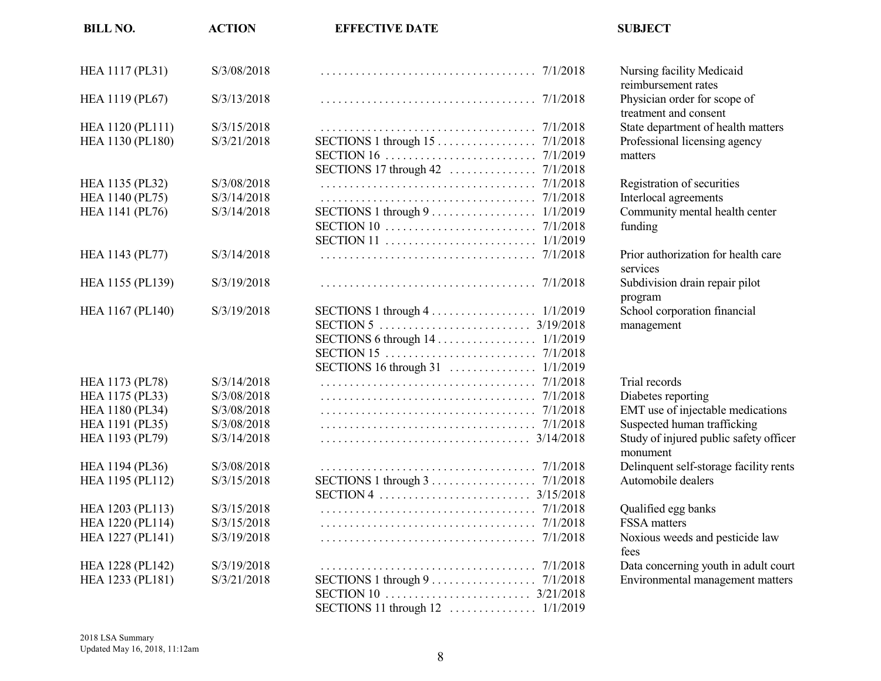| BILL NO. | ACTION | EFFECTIVE DATE | SUBJECT |
|---|---|---|---|
| HEA 1117 (PL31) | S/3/08/2018 | 7/1/2018 | Nursing facility Medicaid reimbursement rates |
| HEA 1119 (PL67) | S/3/13/2018 | 7/1/2018 | Physician order for scope of treatment and consent |
| HEA 1120 (PL111) | S/3/15/2018 | 7/1/2018 | State department of health matters |
| HEA 1130 (PL180) | S/3/21/2018 | SECTIONS 1 through 15 . . . 7/1/2018<br>SECTION 16 . . . 7/1/2019<br>SECTIONS 17 through 42 . . . 7/1/2018 | Professional licensing agency matters |
| HEA 1135 (PL32) | S/3/08/2018 | 7/1/2018 | Registration of securities |
| HEA 1140 (PL75) | S/3/14/2018 | 7/1/2018 | Interlocal agreements |
| HEA 1141 (PL76) | S/3/14/2018 | SECTIONS 1 through 9 . . . 1/1/2019<br>SECTION 10 . . . 7/1/2018<br>SECTION 11 . . . 1/1/2019 | Community mental health center funding |
| HEA 1143 (PL77) | S/3/14/2018 | 7/1/2018 | Prior authorization for health care services |
| HEA 1155 (PL139) | S/3/19/2018 | 7/1/2018 | Subdivision drain repair pilot program |
| HEA 1167 (PL140) | S/3/19/2018 | SECTIONS 1 through 4 . . . 1/1/2019<br>SECTION 5 . . . 3/19/2018<br>SECTIONS 6 through 14 . . . 1/1/2019<br>SECTION 15 . . . 7/1/2018<br>SECTIONS 16 through 31 . . . 1/1/2019 | School corporation financial management |
| HEA 1173 (PL78) | S/3/14/2018 | 7/1/2018 | Trial records |
| HEA 1175 (PL33) | S/3/08/2018 | 7/1/2018 | Diabetes reporting |
| HEA 1180 (PL34) | S/3/08/2018 | 7/1/2018 | EMT use of injectable medications |
| HEA 1191 (PL35) | S/3/08/2018 | 7/1/2018 | Suspected human trafficking |
| HEA 1193 (PL79) | S/3/14/2018 | 3/14/2018 | Study of injured public safety officer monument |
| HEA 1194 (PL36) | S/3/08/2018 | 7/1/2018 | Delinquent self-storage facility rents |
| HEA 1195 (PL112) | S/3/15/2018 | SECTIONS 1 through 3 . . . 7/1/2018<br>SECTION 4 . . . 3/15/2018 | Automobile dealers |
| HEA 1203 (PL113) | S/3/15/2018 | 7/1/2018 | Qualified egg banks |
| HEA 1220 (PL114) | S/3/15/2018 | 7/1/2018 | FSSA matters |
| HEA 1227 (PL141) | S/3/19/2018 | 7/1/2018 | Noxious weeds and pesticide law fees |
| HEA 1228 (PL142) | S/3/19/2018 | 7/1/2018 | Data concerning youth in adult court |
| HEA 1233 (PL181) | S/3/21/2018 | SECTIONS 1 through 9 . . . 7/1/2018<br>SECTION 10 . . . 3/21/2018<br>SECTIONS 11 through 12 . . . 1/1/2019 | Environmental management matters |

2018 LSA Summary
Updated May 16, 2018, 11:12am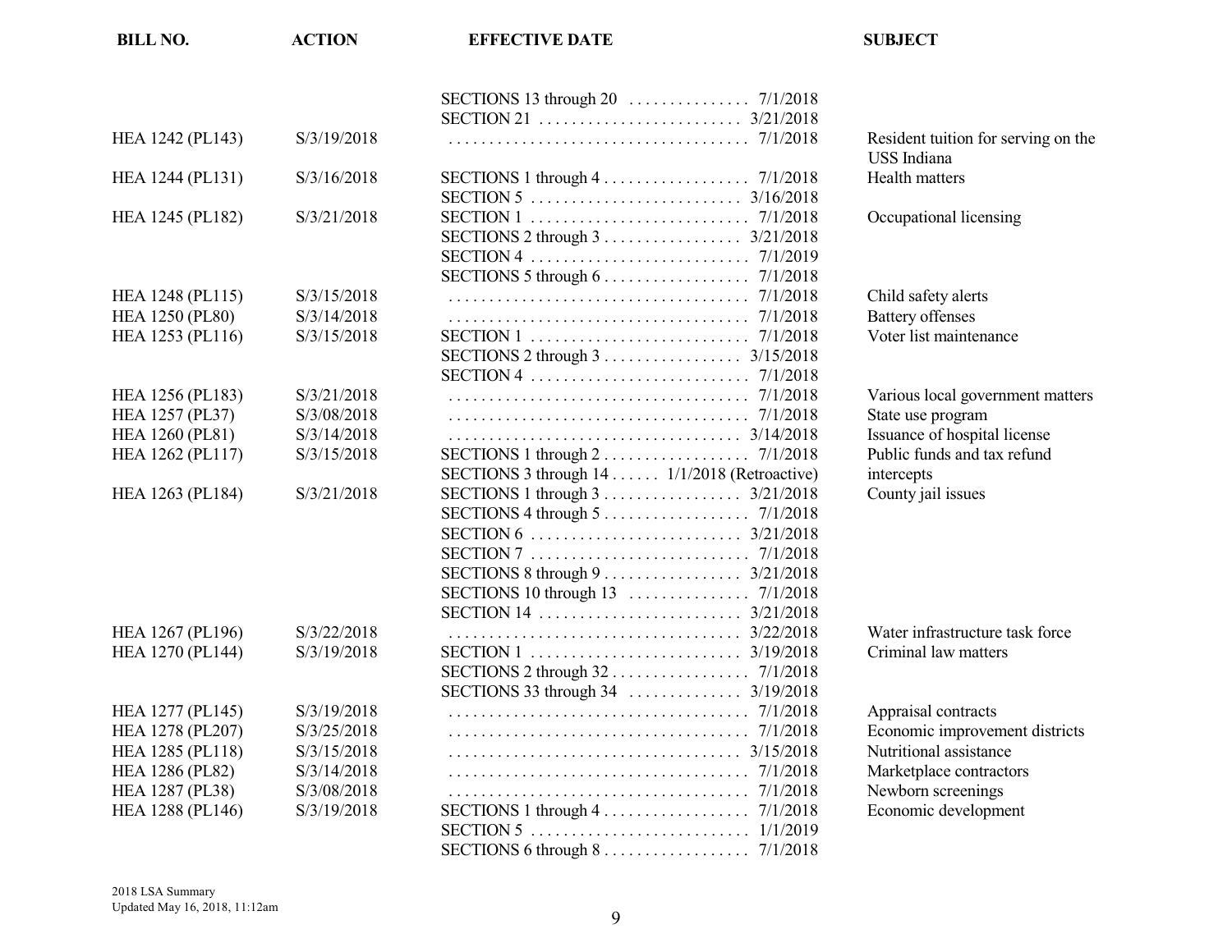| BILL NO. | ACTION | EFFECTIVE DATE | SUBJECT |
|---|---|---|---|
| | | SECTIONS 13 through 20 . . . . . . . . . . . . . . . 7/1/2018 | |
| | | SECTION 21 . . . . . . . . . . . . . . . . . . . . . . . . 3/21/2018 | |
| HEA 1242 (PL143) | S/3/19/2018 | . . . . . . . . . . . . . . . . . . . . . . . . . . . . . . . . . . . . 7/1/2018 | Resident tuition for serving on the USS Indiana |
| HEA 1244 (PL131) | S/3/16/2018 | SECTIONS 1 through 4 . . . . . . . . . . . . . . . . . 7/1/2018 | Health matters |
| | | SECTION 5 . . . . . . . . . . . . . . . . . . . . . . . . . 3/16/2018 | |
| HEA 1245 (PL182) | S/3/21/2018 | SECTION 1 . . . . . . . . . . . . . . . . . . . . . . . . . . 7/1/2018 | Occupational licensing |
| | | SECTIONS 2 through 3 . . . . . . . . . . . . . . . . 3/21/2018 | |
| | | SECTION 4 . . . . . . . . . . . . . . . . . . . . . . . . . . 7/1/2019 | |
| | | SECTIONS 5 through 6 . . . . . . . . . . . . . . . . . 7/1/2018 | |
| HEA 1248 (PL115) | S/3/15/2018 | . . . . . . . . . . . . . . . . . . . . . . . . . . . . . . . . . . . . 7/1/2018 | Child safety alerts |
| HEA 1250 (PL80) | S/3/14/2018 | . . . . . . . . . . . . . . . . . . . . . . . . . . . . . . . . . . . . 7/1/2018 | Battery offenses |
| HEA 1253 (PL116) | S/3/15/2018 | SECTION 1 . . . . . . . . . . . . . . . . . . . . . . . . . . 7/1/2018 | Voter list maintenance |
| | | SECTIONS 2 through 3 . . . . . . . . . . . . . . . . 3/15/2018 | |
| | | SECTION 4 . . . . . . . . . . . . . . . . . . . . . . . . . . 7/1/2018 | |
| HEA 1256 (PL183) | S/3/21/2018 | . . . . . . . . . . . . . . . . . . . . . . . . . . . . . . . . . . . . 7/1/2018 | Various local government matters |
| HEA 1257 (PL37) | S/3/08/2018 | . . . . . . . . . . . . . . . . . . . . . . . . . . . . . . . . . . . . 7/1/2018 | State use program |
| HEA 1260 (PL81) | S/3/14/2018 | . . . . . . . . . . . . . . . . . . . . . . . . . . . . . . . . . . . 3/14/2018 | Issuance of hospital license |
| HEA 1262 (PL117) | S/3/15/2018 | SECTIONS 1 through 2 . . . . . . . . . . . . . . . . . 7/1/2018 | Public funds and tax refund intercepts |
| | | SECTIONS 3 through 14 . . . . . . 1/1/2018 (Retroactive) | |
| HEA 1263 (PL184) | S/3/21/2018 | SECTIONS 1 through 3 . . . . . . . . . . . . . . . . 3/21/2018 | County jail issues |
| | | SECTIONS 4 through 5 . . . . . . . . . . . . . . . . . 7/1/2018 | |
| | | SECTION 6 . . . . . . . . . . . . . . . . . . . . . . . . . 3/21/2018 | |
| | | SECTION 7 . . . . . . . . . . . . . . . . . . . . . . . . . . 7/1/2018 | |
| | | SECTIONS 8 through 9 . . . . . . . . . . . . . . . . 3/21/2018 | |
| | | SECTIONS 10 through 13 . . . . . . . . . . . . . . 7/1/2018 | |
| | | SECTION 14 . . . . . . . . . . . . . . . . . . . . . . . . 3/21/2018 | |
| HEA 1267 (PL196) | S/3/22/2018 | . . . . . . . . . . . . . . . . . . . . . . . . . . . . . . . . . . . 3/22/2018 | Water infrastructure task force |
| HEA 1270 (PL144) | S/3/19/2018 | SECTION 1 . . . . . . . . . . . . . . . . . . . . . . . . . 3/19/2018 | Criminal law matters |
| | | SECTIONS 2 through 32 . . . . . . . . . . . . . . . . 7/1/2018 | |
| | | SECTIONS 33 through 34 . . . . . . . . . . . . . 3/19/2018 | |
| HEA 1277 (PL145) | S/3/19/2018 | . . . . . . . . . . . . . . . . . . . . . . . . . . . . . . . . . . . . 7/1/2018 | Appraisal contracts |
| HEA 1278 (PL207) | S/3/25/2018 | . . . . . . . . . . . . . . . . . . . . . . . . . . . . . . . . . . . . 7/1/2018 | Economic improvement districts |
| HEA 1285 (PL118) | S/3/15/2018 | . . . . . . . . . . . . . . . . . . . . . . . . . . . . . . . . . . . 3/15/2018 | Nutritional assistance |
| HEA 1286 (PL82) | S/3/14/2018 | . . . . . . . . . . . . . . . . . . . . . . . . . . . . . . . . . . . . 7/1/2018 | Marketplace contractors |
| HEA 1287 (PL38) | S/3/08/2018 | . . . . . . . . . . . . . . . . . . . . . . . . . . . . . . . . . . . . 7/1/2018 | Newborn screenings |
| HEA 1288 (PL146) | S/3/19/2018 | SECTIONS 1 through 4 . . . . . . . . . . . . . . . . . 7/1/2018 | Economic development |
| | | SECTION 5 . . . . . . . . . . . . . . . . . . . . . . . . . . 1/1/2019 | |
| | | SECTIONS 6 through 8 . . . . . . . . . . . . . . . . . 7/1/2018 | |

2018 LSA Summary
Updated May 16, 2018, 11:12am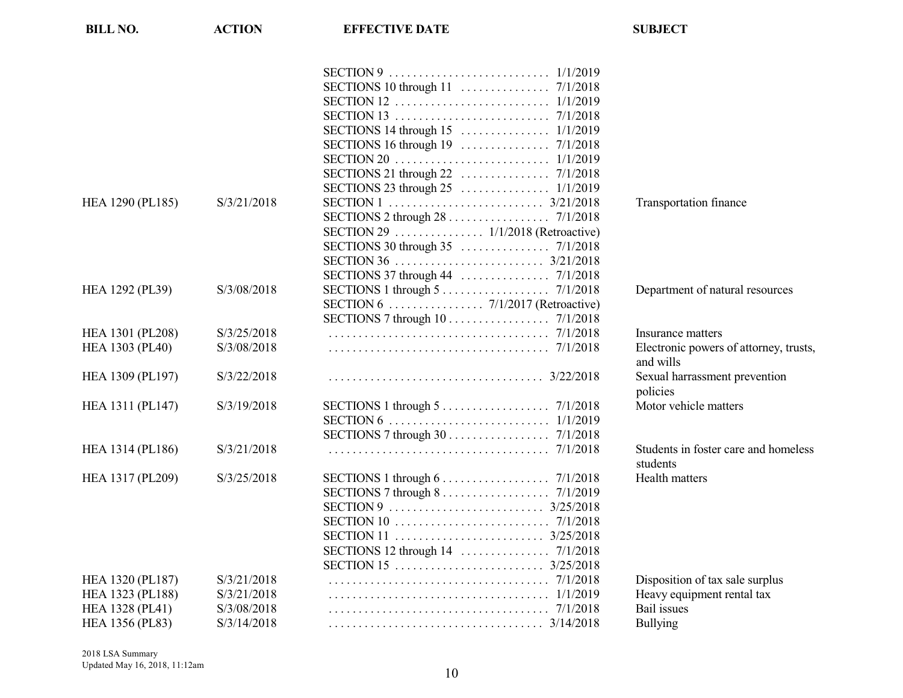| BILL NO. | ACTION | EFFECTIVE DATE | SUBJECT |
|---|---|---|---|
| | | SECTION 9 . . . . . . . . . . . . . . . . . . . . . . . . . . 1/1/2019 | |
| | | SECTIONS 10 through 11 . . . . . . . . . . . . . . 7/1/2018 | |
| | | SECTION 12 . . . . . . . . . . . . . . . . . . . . . . . . . 1/1/2019 | |
| | | SECTION 13 . . . . . . . . . . . . . . . . . . . . . . . . . 7/1/2018 | |
| | | SECTIONS 14 through 15 . . . . . . . . . . . . . . 1/1/2019 | |
| | | SECTIONS 16 through 19 . . . . . . . . . . . . . . 7/1/2018 | |
| | | SECTION 20 . . . . . . . . . . . . . . . . . . . . . . . . . 1/1/2019 | |
| | | SECTIONS 21 through 22 . . . . . . . . . . . . . . 7/1/2018 | |
| | | SECTIONS 23 through 25 . . . . . . . . . . . . . . 1/1/2019 | |
| HEA 1290 (PL185) | S/3/21/2018 | SECTION 1 . . . . . . . . . . . . . . . . . . . . . . . . . 3/21/2018 | Transportation finance |
| | | SECTIONS 2 through 28 . . . . . . . . . . . . . . . . 7/1/2018 | |
| | | SECTION 29 . . . . . . . . . . . . . . 1/1/2018 (Retroactive) | |
| | | SECTIONS 30 through 35 . . . . . . . . . . . . . . 7/1/2018 | |
| | | SECTION 36 . . . . . . . . . . . . . . . . . . . . . . . . 3/21/2018 | |
| | | SECTIONS 37 through 44 . . . . . . . . . . . . . . 7/1/2018 | |
| HEA 1292 (PL39) | S/3/08/2018 | SECTIONS 1 through 5 . . . . . . . . . . . . . . . . . 7/1/2018 | Department of natural resources |
| | | SECTION 6 . . . . . . . . . . . . . . . 7/1/2017 (Retroactive) | |
| | | SECTIONS 7 through 10 . . . . . . . . . . . . . . . . 7/1/2018 | |
| HEA 1301 (PL208) | S/3/25/2018 | . . . . . . . . . . . . . . . . . . . . . . . . . . . . . . . . . . . . 7/1/2018 | Insurance matters |
| HEA 1303 (PL40) | S/3/08/2018 | . . . . . . . . . . . . . . . . . . . . . . . . . . . . . . . . . . . . 7/1/2018 | Electronic powers of attorney, trusts, and wills |
| HEA 1309 (PL197) | S/3/22/2018 | . . . . . . . . . . . . . . . . . . . . . . . . . . . . . . . . . . . 3/22/2018 | Sexual harrassment prevention policies |
| HEA 1311 (PL147) | S/3/19/2018 | SECTIONS 1 through 5 . . . . . . . . . . . . . . . . . 7/1/2018 | Motor vehicle matters |
| | | SECTION 6 . . . . . . . . . . . . . . . . . . . . . . . . . . 1/1/2019 | |
| | | SECTIONS 7 through 30 . . . . . . . . . . . . . . . . 7/1/2018 | |
| HEA 1314 (PL186) | S/3/21/2018 | . . . . . . . . . . . . . . . . . . . . . . . . . . . . . . . . . . . . 7/1/2018 | Students in foster care and homeless students |
| HEA 1317 (PL209) | S/3/25/2018 | SECTIONS 1 through 6 . . . . . . . . . . . . . . . . . 7/1/2018 | Health matters |
| | | SECTIONS 7 through 8 . . . . . . . . . . . . . . . . . 7/1/2019 | |
| | | SECTION 9 . . . . . . . . . . . . . . . . . . . . . . . . . 3/25/2018 | |
| | | SECTION 10 . . . . . . . . . . . . . . . . . . . . . . . . . 7/1/2018 | |
| | | SECTION 11 . . . . . . . . . . . . . . . . . . . . . . . . 3/25/2018 | |
| | | SECTIONS 12 through 14 . . . . . . . . . . . . . . 7/1/2018 | |
| | | SECTION 15 . . . . . . . . . . . . . . . . . . . . . . . . 3/25/2018 | |
| HEA 1320 (PL187) | S/3/21/2018 | . . . . . . . . . . . . . . . . . . . . . . . . . . . . . . . . . . . . 7/1/2018 | Disposition of tax sale surplus |
| HEA 1323 (PL188) | S/3/21/2018 | . . . . . . . . . . . . . . . . . . . . . . . . . . . . . . . . . . . . 1/1/2019 | Heavy equipment rental tax |
| HEA 1328 (PL41) | S/3/08/2018 | . . . . . . . . . . . . . . . . . . . . . . . . . . . . . . . . . . . . 7/1/2018 | Bail issues |
| HEA 1356 (PL83) | S/3/14/2018 | . . . . . . . . . . . . . . . . . . . . . . . . . . . . . . . . . . . 3/14/2018 | Bullying |

2018 LSA Summary
Updated May 16, 2018, 11:12am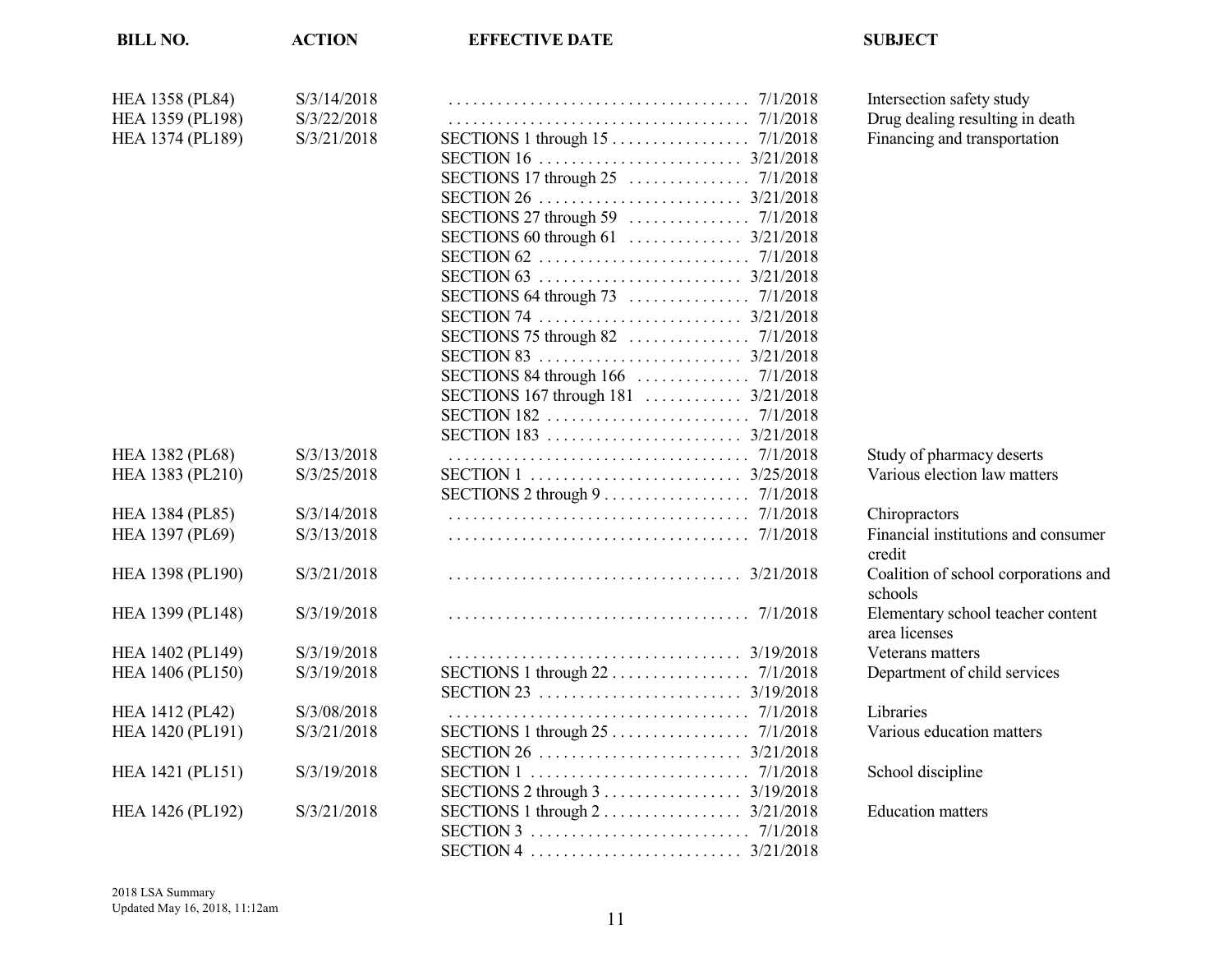| BILL NO. | ACTION | EFFECTIVE DATE | SUBJECT |
|---|---|---|---|
| HEA 1358 (PL84) | S/3/14/2018 | . . . . . . . . . . . . . . . . . . . . . . . . . . . . . . . . . . . . 7/1/2018 | Intersection safety study |
| HEA 1359 (PL198) | S/3/22/2018 | . . . . . . . . . . . . . . . . . . . . . . . . . . . . . . . . . . . . 7/1/2018 | Drug dealing resulting in death |
| HEA 1374 (PL189) | S/3/21/2018 | SECTIONS 1 through 15 . . . . . . . . . . . . . . . . 7/1/2018 | Financing and transportation |
| | | SECTION 16 . . . . . . . . . . . . . . . . . . . . . . . . 3/21/2018 | |
| | | SECTIONS 17 through 25 . . . . . . . . . . . . . . 7/1/2018 | |
| | | SECTION 26 . . . . . . . . . . . . . . . . . . . . . . . . 3/21/2018 | |
| | | SECTIONS 27 through 59 . . . . . . . . . . . . . . 7/1/2018 | |
| | | SECTIONS 60 through 61 . . . . . . . . . . . . . 3/21/2018 | |
| | | SECTION 62 . . . . . . . . . . . . . . . . . . . . . . . . . 7/1/2018 | |
| | | SECTION 63 . . . . . . . . . . . . . . . . . . . . . . . . 3/21/2018 | |
| | | SECTIONS 64 through 73 . . . . . . . . . . . . . . 7/1/2018 | |
| | | SECTION 74 . . . . . . . . . . . . . . . . . . . . . . . . 3/21/2018 | |
| | | SECTIONS 75 through 82 . . . . . . . . . . . . . . 7/1/2018 | |
| | | SECTION 83 . . . . . . . . . . . . . . . . . . . . . . . . 3/21/2018 | |
| | | SECTIONS 84 through 166 . . . . . . . . . . . . . 7/1/2018 | |
| | | SECTIONS 167 through 181 . . . . . . . . . . . 3/21/2018 | |
| | | SECTION 182 . . . . . . . . . . . . . . . . . . . . . . . . 7/1/2018 | |
| | | SECTION 183 . . . . . . . . . . . . . . . . . . . . . . . 3/21/2018 | |
| HEA 1382 (PL68) | S/3/13/2018 | . . . . . . . . . . . . . . . . . . . . . . . . . . . . . . . . . . . . 7/1/2018 | Study of pharmacy deserts |
| HEA 1383 (PL210) | S/3/25/2018 | SECTION 1 . . . . . . . . . . . . . . . . . . . . . . . . . 3/25/2018 | Various election law matters |
| | | SECTIONS 2 through 9 . . . . . . . . . . . . . . . . . 7/1/2018 | |
| HEA 1384 (PL85) | S/3/14/2018 | . . . . . . . . . . . . . . . . . . . . . . . . . . . . . . . . . . . . 7/1/2018 | Chiropractors |
| HEA 1397 (PL69) | S/3/13/2018 | . . . . . . . . . . . . . . . . . . . . . . . . . . . . . . . . . . . . 7/1/2018 | Financial institutions and consumer credit |
| HEA 1398 (PL190) | S/3/21/2018 | . . . . . . . . . . . . . . . . . . . . . . . . . . . . . . . . . . . 3/21/2018 | Coalition of school corporations and schools |
| HEA 1399 (PL148) | S/3/19/2018 | . . . . . . . . . . . . . . . . . . . . . . . . . . . . . . . . . . . . 7/1/2018 | Elementary school teacher content area licenses |
| HEA 1402 (PL149) | S/3/19/2018 | . . . . . . . . . . . . . . . . . . . . . . . . . . . . . . . . . . . 3/19/2018 | Veterans matters |
| HEA 1406 (PL150) | S/3/19/2018 | SECTIONS 1 through 22 . . . . . . . . . . . . . . . . 7/1/2018 | Department of child services |
| | | SECTION 23 . . . . . . . . . . . . . . . . . . . . . . . . 3/19/2018 | |
| HEA 1412 (PL42) | S/3/08/2018 | . . . . . . . . . . . . . . . . . . . . . . . . . . . . . . . . . . . . 7/1/2018 | Libraries |
| HEA 1420 (PL191) | S/3/21/2018 | SECTIONS 1 through 25 . . . . . . . . . . . . . . . . 7/1/2018 | Various education matters |
| | | SECTION 26 . . . . . . . . . . . . . . . . . . . . . . . . 3/21/2018 | |
| HEA 1421 (PL151) | S/3/19/2018 | SECTION 1 . . . . . . . . . . . . . . . . . . . . . . . . . . 7/1/2018 | School discipline |
| | | SECTIONS 2 through 3 . . . . . . . . . . . . . . . . 3/19/2018 | |
| HEA 1426 (PL192) | S/3/21/2018 | SECTIONS 1 through 2 . . . . . . . . . . . . . . . . 3/21/2018 | Education matters |
| | | SECTION 3 . . . . . . . . . . . . . . . . . . . . . . . . . . 7/1/2018 | |
| | | SECTION 4 . . . . . . . . . . . . . . . . . . . . . . . . . 3/21/2018 | |

2018 LSA Summary
Updated May 16, 2018, 11:12am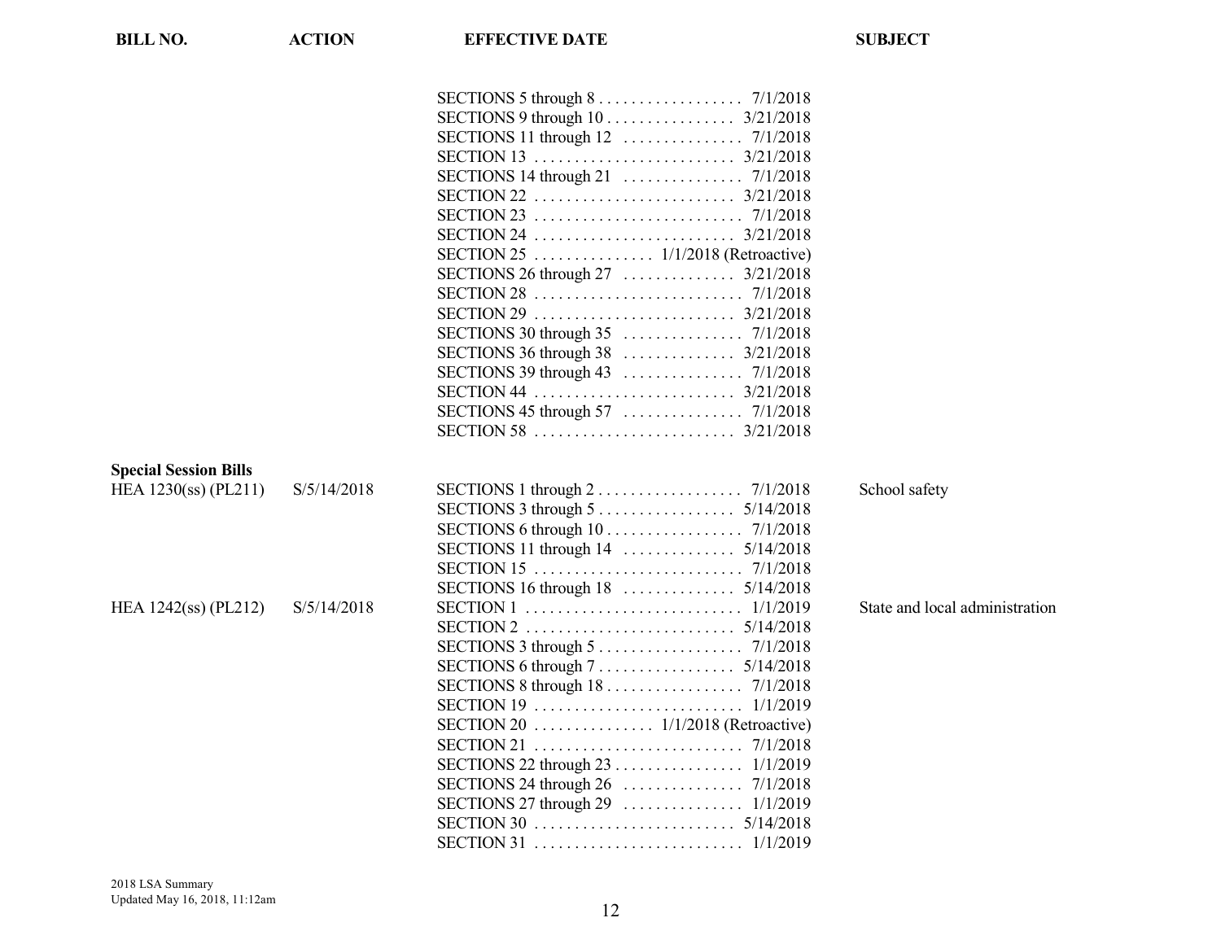| BILL NO. | ACTION | EFFECTIVE DATE | SUBJECT |
|---|---|---|---|
| | | SECTIONS 5 through 8 . . . . . . . . . . . . . . . . . . 7/1/2018 | |
| | | SECTIONS 9 through 10 . . . . . . . . . . . . . . . . 3/21/2018 | |
| | | SECTIONS 11 through 12 . . . . . . . . . . . . . . 7/1/2018 | |
| | | SECTION 13 . . . . . . . . . . . . . . . . . . . . . . . . . 3/21/2018 | |
| | | SECTIONS 14 through 21 . . . . . . . . . . . . . . 7/1/2018 | |
| | | SECTION 22 . . . . . . . . . . . . . . . . . . . . . . . . . 3/21/2018 | |
| | | SECTION 23 . . . . . . . . . . . . . . . . . . . . . . . . . 7/1/2018 | |
| | | SECTION 24 . . . . . . . . . . . . . . . . . . . . . . . . . 3/21/2018 | |
| | | SECTION 25 . . . . . . . . . . . . . . . 1/1/2018 (Retroactive) | |
| | | SECTIONS 26 through 27 . . . . . . . . . . . . . . 3/21/2018 | |
| | | SECTION 28 . . . . . . . . . . . . . . . . . . . . . . . . . 7/1/2018 | |
| | | SECTION 29 . . . . . . . . . . . . . . . . . . . . . . . . . 3/21/2018 | |
| | | SECTIONS 30 through 35 . . . . . . . . . . . . . . 7/1/2018 | |
| | | SECTIONS 36 through 38 . . . . . . . . . . . . . . 3/21/2018 | |
| | | SECTIONS 39 through 43 . . . . . . . . . . . . . . 7/1/2018 | |
| | | SECTION 44 . . . . . . . . . . . . . . . . . . . . . . . . . 3/21/2018 | |
| | | SECTIONS 45 through 57 . . . . . . . . . . . . . . 7/1/2018 | |
| | | SECTION 58 . . . . . . . . . . . . . . . . . . . . . . . . . 3/21/2018 | |
| **Special Session Bills** | | | |
| HEA 1230(ss) (PL211) | S/5/14/2018 | SECTIONS 1 through 2 . . . . . . . . . . . . . . . . . . 7/1/2018 | School safety |
| | | SECTIONS 3 through 5 . . . . . . . . . . . . . . . . . 5/14/2018 | |
| | | SECTIONS 6 through 10 . . . . . . . . . . . . . . . . 7/1/2018 | |
| | | SECTIONS 11 through 14 . . . . . . . . . . . . . . 5/14/2018 | |
| | | SECTION 15 . . . . . . . . . . . . . . . . . . . . . . . . . 7/1/2018 | |
| | | SECTIONS 16 through 18 . . . . . . . . . . . . . . 5/14/2018 | |
| HEA 1242(ss) (PL212) | S/5/14/2018 | SECTION 1 . . . . . . . . . . . . . . . . . . . . . . . . . . 1/1/2019 | State and local administration |
| | | SECTION 2 . . . . . . . . . . . . . . . . . . . . . . . . . . 5/14/2018 | |
| | | SECTIONS 3 through 5 . . . . . . . . . . . . . . . . . . 7/1/2018 | |
| | | SECTIONS 6 through 7 . . . . . . . . . . . . . . . . . 5/14/2018 | |
| | | SECTIONS 8 through 18 . . . . . . . . . . . . . . . . 7/1/2018 | |
| | | SECTION 19 . . . . . . . . . . . . . . . . . . . . . . . . . 1/1/2019 | |
| | | SECTION 20 . . . . . . . . . . . . . . . 1/1/2018 (Retroactive) | |
| | | SECTION 21 . . . . . . . . . . . . . . . . . . . . . . . . . 7/1/2018 | |
| | | SECTIONS 22 through 23 . . . . . . . . . . . . . . . . 1/1/2019 | |
| | | SECTIONS 24 through 26 . . . . . . . . . . . . . . 7/1/2018 | |
| | | SECTIONS 27 through 29 . . . . . . . . . . . . . . 1/1/2019 | |
| | | SECTION 30 . . . . . . . . . . . . . . . . . . . . . . . . . 5/14/2018 | |
| | | SECTION 31 . . . . . . . . . . . . . . . . . . . . . . . . . 1/1/2019 | |

2018 LSA Summary
Updated May 16, 2018, 11:12am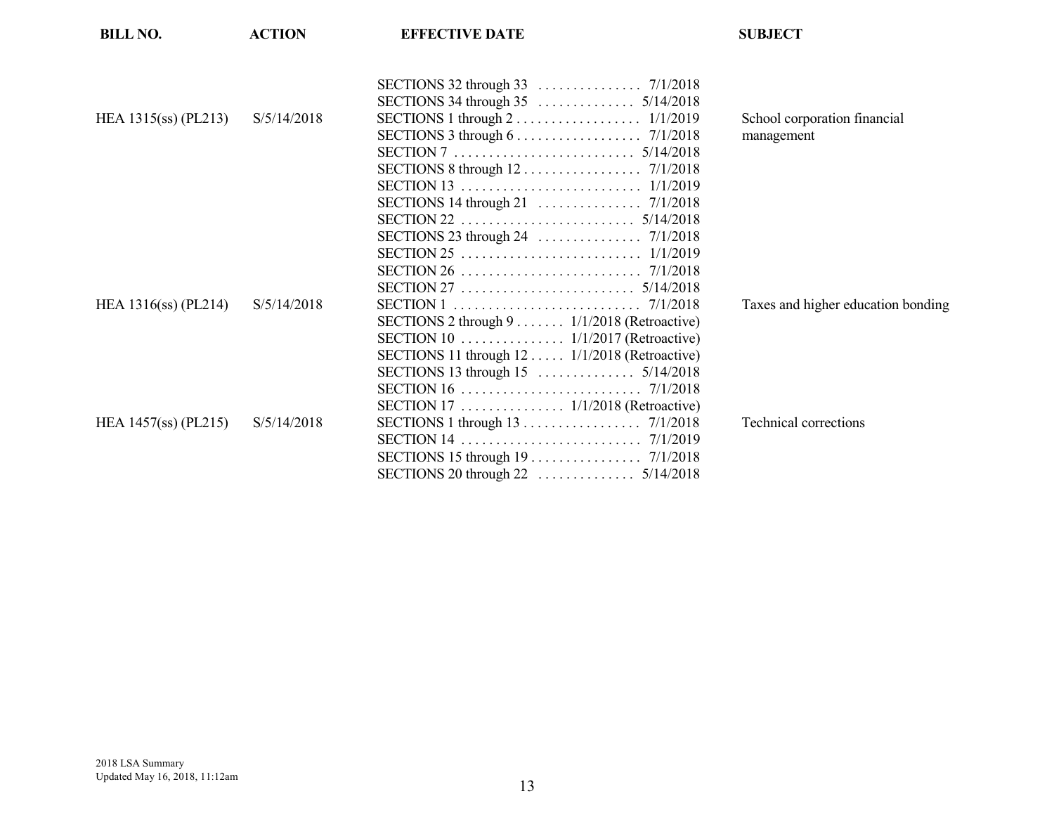| BILL NO. | ACTION | EFFECTIVE DATE | SUBJECT |
|---|---|---|---|
| | | SECTIONS 32 through 33 . . . . . . . . . . . . . . . 7/1/2018 | |
| | | SECTIONS 34 through 35 . . . . . . . . . . . . . . 5/14/2018 | |
| HEA 1315(ss) (PL213) | S/5/14/2018 | SECTIONS 1 through 2 . . . . . . . . . . . . . . . . . . 1/1/2019 | School corporation financial management |
| | | SECTIONS 3 through 6 . . . . . . . . . . . . . . . . . . 7/1/2018 | |
| | | SECTION 7 . . . . . . . . . . . . . . . . . . . . . . . . . . 5/14/2018 | |
| | | SECTIONS 8 through 12 . . . . . . . . . . . . . . . . . 7/1/2018 | |
| | | SECTION 13 . . . . . . . . . . . . . . . . . . . . . . . . . . 1/1/2019 | |
| | | SECTIONS 14 through 21 . . . . . . . . . . . . . . . 7/1/2018 | |
| | | SECTION 22 . . . . . . . . . . . . . . . . . . . . . . . . . 5/14/2018 | |
| | | SECTIONS 23 through 24 . . . . . . . . . . . . . . . 7/1/2018 | |
| | | SECTION 25 . . . . . . . . . . . . . . . . . . . . . . . . . . 1/1/2019 | |
| | | SECTION 26 . . . . . . . . . . . . . . . . . . . . . . . . . . 7/1/2018 | |
| | | SECTION 27 . . . . . . . . . . . . . . . . . . . . . . . . . 5/14/2018 | |
| HEA 1316(ss) (PL214) | S/5/14/2018 | SECTION 1 . . . . . . . . . . . . . . . . . . . . . . . . . . . 7/1/2018 | Taxes and higher education bonding |
| | | SECTIONS 2 through 9 . . . . . . . 1/1/2018 (Retroactive) | |
| | | SECTION 10 . . . . . . . . . . . . . . . 1/1/2017 (Retroactive) | |
| | | SECTIONS 11 through 12 . . . . . 1/1/2018 (Retroactive) | |
| | | SECTIONS 13 through 15 . . . . . . . . . . . . . . 5/14/2018 | |
| | | SECTION 16 . . . . . . . . . . . . . . . . . . . . . . . . . . 7/1/2018 | |
| | | SECTION 17 . . . . . . . . . . . . . . . 1/1/2018 (Retroactive) | |
| HEA 1457(ss) (PL215) | S/5/14/2018 | SECTIONS 1 through 13 . . . . . . . . . . . . . . . . . 7/1/2018 | Technical corrections |
| | | SECTION 14 . . . . . . . . . . . . . . . . . . . . . . . . . . 7/1/2019 | |
| | | SECTIONS 15 through 19 . . . . . . . . . . . . . . . . 7/1/2018 | |
| | | SECTIONS 20 through 22 . . . . . . . . . . . . . . 5/14/2018 | |